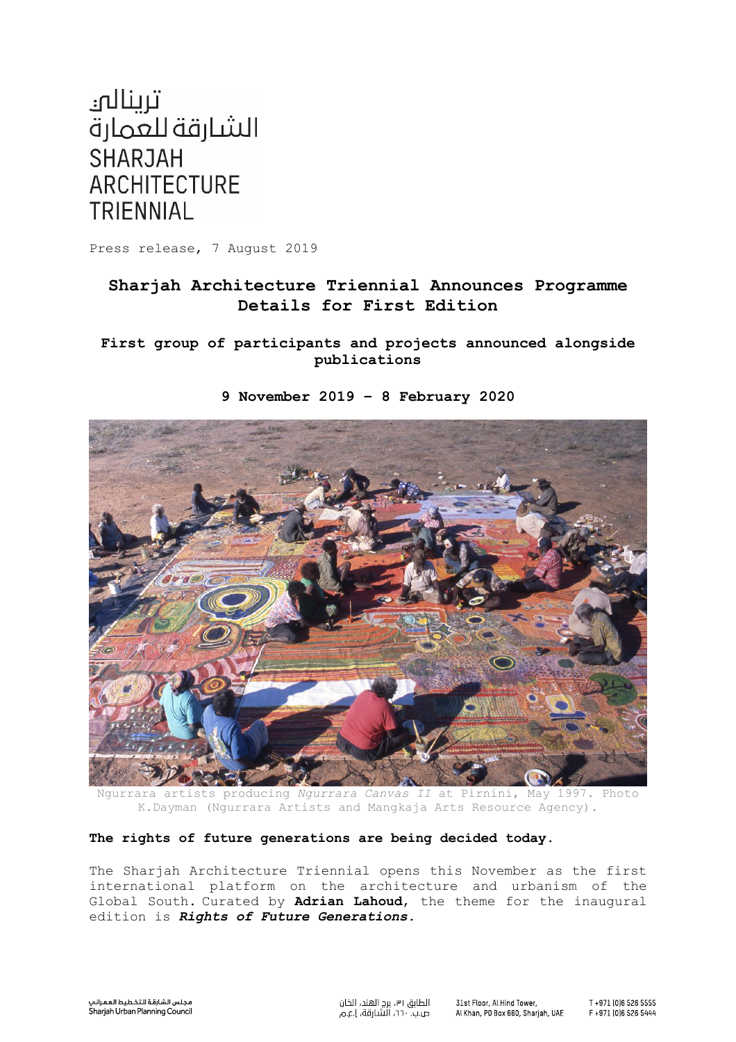ترينالي
الشارقة للعمارة
SHARJAH
ARCHITECTURE
TRIENNIAL

Press release, 7 August 2019

# Sharjah Architecture Triennial Announces Programme Details for First Edition

## First group of participants and projects announced alongside publications

**9 November 2019 – 8 February 2020**

Ngurrara artists producing *Ngurrara Canvas II* at Pirnini, May 1997. Photo K.Dayman (Ngurrara Artists and Mangkaja Arts Resource Agency).

**The rights of future generations are being decided today.**

The Sharjah Architecture Triennial opens this November as the first international platform on the architecture and urbanism of the Global South. Curated by **Adrian Lahoud**, the theme for the inaugural edition is ***Rights of Future Generations.***

مجلس الشارقة للتخطيط العمراني
Sharjah Urban Planning Council

الطابق ٣١، برج الهند، الخان
ص.ب. ٦٦٠، الشارقة، إ.ع.م.

31st Floor, Al Hind Tower,
Al Khan, PO Box 660, Sharjah, UAE

T +971 (0)6 526 5555
F +971 (0)6 526 5444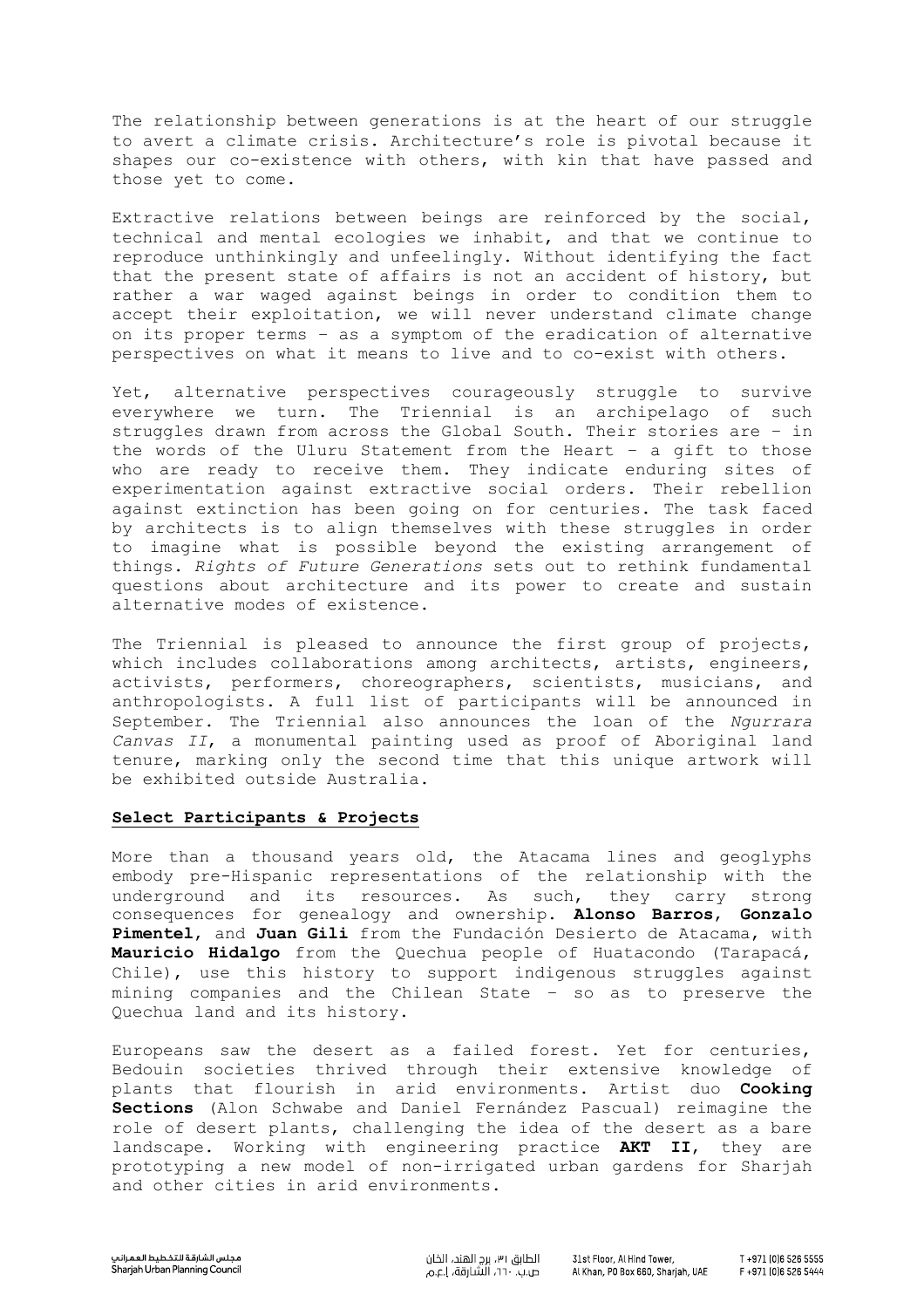The relationship between generations is at the heart of our struggle to avert a climate crisis. Architecture's role is pivotal because it shapes our co-existence with others, with kin that have passed and those yet to come.

Extractive relations between beings are reinforced by the social, technical and mental ecologies we inhabit, and that we continue to reproduce unthinkingly and unfeelingly. Without identifying the fact that the present state of affairs is not an accident of history, but rather a war waged against beings in order to condition them to accept their exploitation, we will never understand climate change on its proper terms – as a symptom of the eradication of alternative perspectives on what it means to live and to co-exist with others.

Yet, alternative perspectives courageously struggle to survive everywhere we turn. The Triennial is an archipelago of such struggles drawn from across the Global South. Their stories are – in the words of the Uluru Statement from the Heart – a gift to those who are ready to receive them. They indicate enduring sites of experimentation against extractive social orders. Their rebellion against extinction has been going on for centuries. The task faced by architects is to align themselves with these struggles in order to imagine what is possible beyond the existing arrangement of things. *Rights of Future Generations* sets out to rethink fundamental questions about architecture and its power to create and sustain alternative modes of existence.

The Triennial is pleased to announce the first group of projects, which includes collaborations among architects, artists, engineers, activists, performers, choreographers, scientists, musicians, and anthropologists. A full list of participants will be announced in September. The Triennial also announces the loan of the *Ngurrara Canvas II*, a monumental painting used as proof of Aboriginal land tenure, marking only the second time that this unique artwork will be exhibited outside Australia.

## Select Participants & Projects

More than a thousand years old, the Atacama lines and geoglyphs embody pre-Hispanic representations of the relationship with the underground and its resources. As such, they carry strong consequences for genealogy and ownership. **Alonso Barros**, **Gonzalo Pimentel**, and **Juan Gili** from the Fundación Desierto de Atacama, with **Mauricio Hidalgo** from the Quechua people of Huatacondo (Tarapacá, Chile), use this history to support indigenous struggles against mining companies and the Chilean State – so as to preserve the Quechua land and its history.

Europeans saw the desert as a failed forest. Yet for centuries, Bedouin societies thrived through their extensive knowledge of plants that flourish in arid environments. Artist duo **Cooking Sections** (Alon Schwabe and Daniel Fernández Pascual) reimagine the role of desert plants, challenging the idea of the desert as a bare landscape. Working with engineering practice **AKT II**, they are prototyping a new model of non-irrigated urban gardens for Sharjah and other cities in arid environments.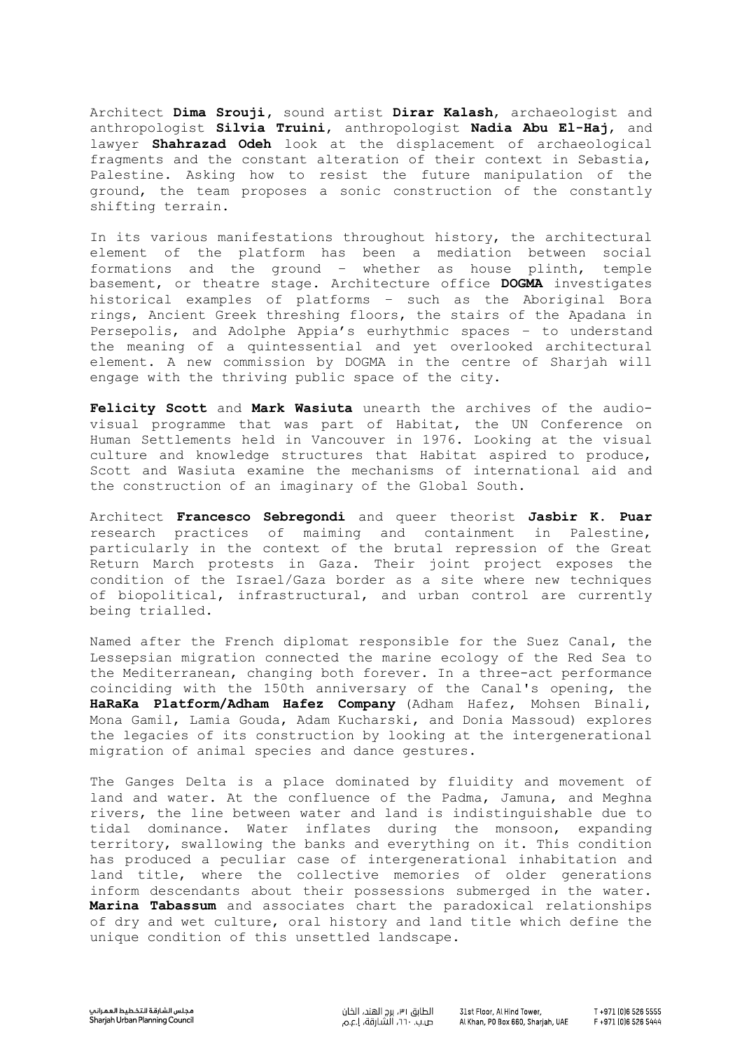Architect **Dima Srouji**, sound artist **Dirar Kalash**, archaeologist and anthropologist **Silvia Truini**, anthropologist **Nadia Abu El-Haj**, and lawyer **Shahrazad Odeh** look at the displacement of archaeological fragments and the constant alteration of their context in Sebastia, Palestine. Asking how to resist the future manipulation of the ground, the team proposes a sonic construction of the constantly shifting terrain.

In its various manifestations throughout history, the architectural element of the platform has been a mediation between social formations and the ground – whether as house plinth, temple basement, or theatre stage. Architecture office **DOGMA** investigates historical examples of platforms – such as the Aboriginal Bora rings, Ancient Greek threshing floors, the stairs of the Apadana in Persepolis, and Adolphe Appia's eurhythmic spaces – to understand the meaning of a quintessential and yet overlooked architectural element. A new commission by DOGMA in the centre of Sharjah will engage with the thriving public space of the city.

**Felicity Scott** and **Mark Wasiuta** unearth the archives of the audio-visual programme that was part of Habitat, the UN Conference on Human Settlements held in Vancouver in 1976. Looking at the visual culture and knowledge structures that Habitat aspired to produce, Scott and Wasiuta examine the mechanisms of international aid and the construction of an imaginary of the Global South.

Architect **Francesco Sebregondi** and queer theorist **Jasbir K. Puar** research practices of maiming and containment in Palestine, particularly in the context of the brutal repression of the Great Return March protests in Gaza. Their joint project exposes the condition of the Israel/Gaza border as a site where new techniques of biopolitical, infrastructural, and urban control are currently being trialled.

Named after the French diplomat responsible for the Suez Canal, the Lessepsian migration connected the marine ecology of the Red Sea to the Mediterranean, changing both forever. In a three-act performance coinciding with the 150th anniversary of the Canal's opening, the **HaRaKa Platform/Adham Hafez Company** (Adham Hafez, Mohsen Binali, Mona Gamil, Lamia Gouda, Adam Kucharski, and Donia Massoud) explores the legacies of its construction by looking at the intergenerational migration of animal species and dance gestures.

The Ganges Delta is a place dominated by fluidity and movement of land and water. At the confluence of the Padma, Jamuna, and Meghna rivers, the line between water and land is indistinguishable due to tidal dominance. Water inflates during the monsoon, expanding territory, swallowing the banks and everything on it. This condition has produced a peculiar case of intergenerational inhabitation and land title, where the collective memories of older generations inform descendants about their possessions submerged in the water. **Marina Tabassum** and associates chart the paradoxical relationships of dry and wet culture, oral history and land title which define the unique condition of this unsettled landscape.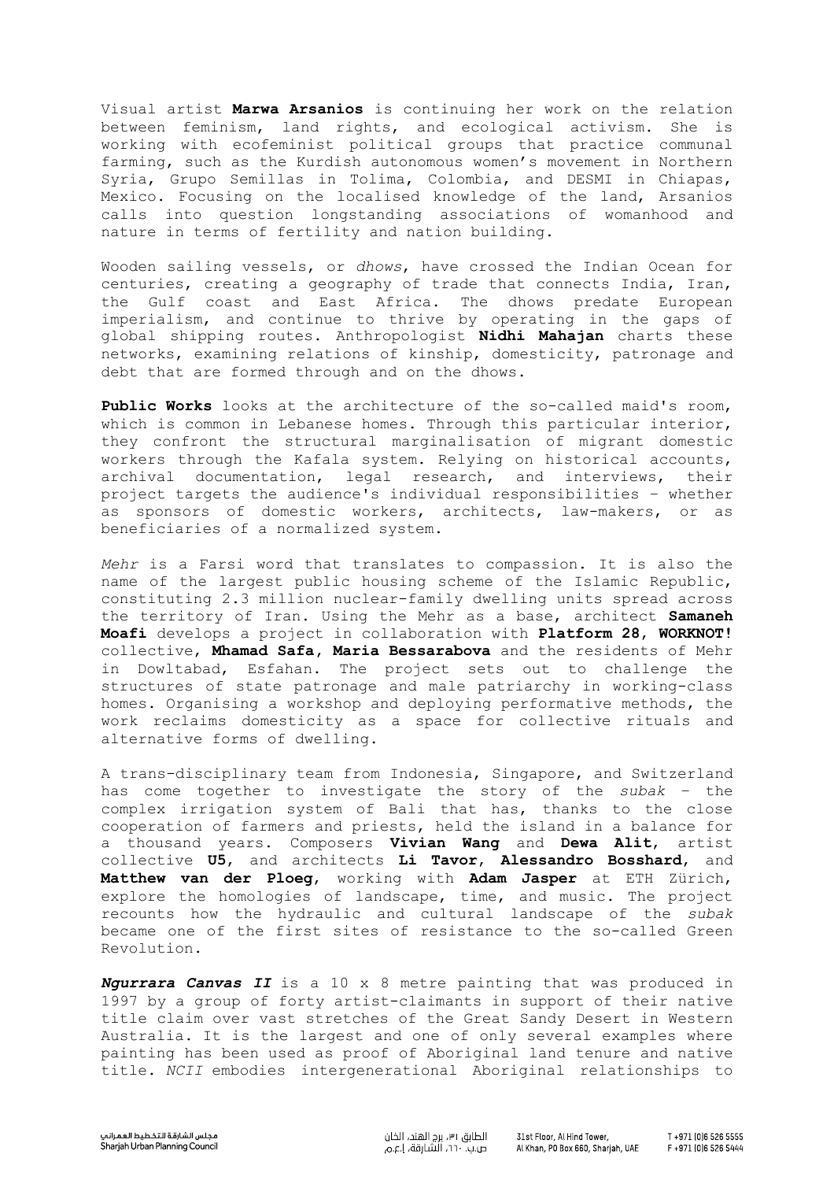Visual artist **Marwa Arsanios** is continuing her work on the relation between feminism, land rights, and ecological activism. She is working with ecofeminist political groups that practice communal farming, such as the Kurdish autonomous women's movement in Northern Syria, Grupo Semillas in Tolima, Colombia, and DESMI in Chiapas, Mexico. Focusing on the localised knowledge of the land, Arsanios calls into question longstanding associations of womanhood and nature in terms of fertility and nation building.

Wooden sailing vessels, or *dhows*, have crossed the Indian Ocean for centuries, creating a geography of trade that connects India, Iran, the Gulf coast and East Africa. The dhows predate European imperialism, and continue to thrive by operating in the gaps of global shipping routes. Anthropologist **Nidhi Mahajan** charts these networks, examining relations of kinship, domesticity, patronage and debt that are formed through and on the dhows.

**Public Works** looks at the architecture of the so-called maid's room, which is common in Lebanese homes. Through this particular interior, they confront the structural marginalisation of migrant domestic workers through the Kafala system. Relying on historical accounts, archival documentation, legal research, and interviews, their project targets the audience's individual responsibilities – whether as sponsors of domestic workers, architects, law-makers, or as beneficiaries of a normalized system.

*Mehr* is a Farsi word that translates to compassion. It is also the name of the largest public housing scheme of the Islamic Republic, constituting 2.3 million nuclear-family dwelling units spread across the territory of Iran. Using the Mehr as a base, architect **Samaneh Moafi** develops a project in collaboration with **Platform 28**, **WORKNOT!** collective, **Mhamad Safa**, **Maria Bessarabova** and the residents of Mehr in Dowltabad, Esfahan. The project sets out to challenge the structures of state patronage and male patriarchy in working-class homes. Organising a workshop and deploying performative methods, the work reclaims domesticity as a space for collective rituals and alternative forms of dwelling.

A trans-disciplinary team from Indonesia, Singapore, and Switzerland has come together to investigate the story of the *subak* – the complex irrigation system of Bali that has, thanks to the close cooperation of farmers and priests, held the island in a balance for a thousand years. Composers **Vivian Wang** and **Dewa Alit**, artist collective **U5**, and architects **Li Tavor**, **Alessandro Bosshard**, and **Matthew van der Ploeg**, working with **Adam Jasper** at ETH Zürich, explore the homologies of landscape, time, and music. The project recounts how the hydraulic and cultural landscape of the *subak* became one of the first sites of resistance to the so-called Green Revolution.

***Ngurrara Canvas II*** is a 10 x 8 metre painting that was produced in 1997 by a group of forty artist-claimants in support of their native title claim over vast stretches of the Great Sandy Desert in Western Australia. It is the largest and one of only several examples where painting has been used as proof of Aboriginal land tenure and native title. *NCII* embodies intergenerational Aboriginal relationships to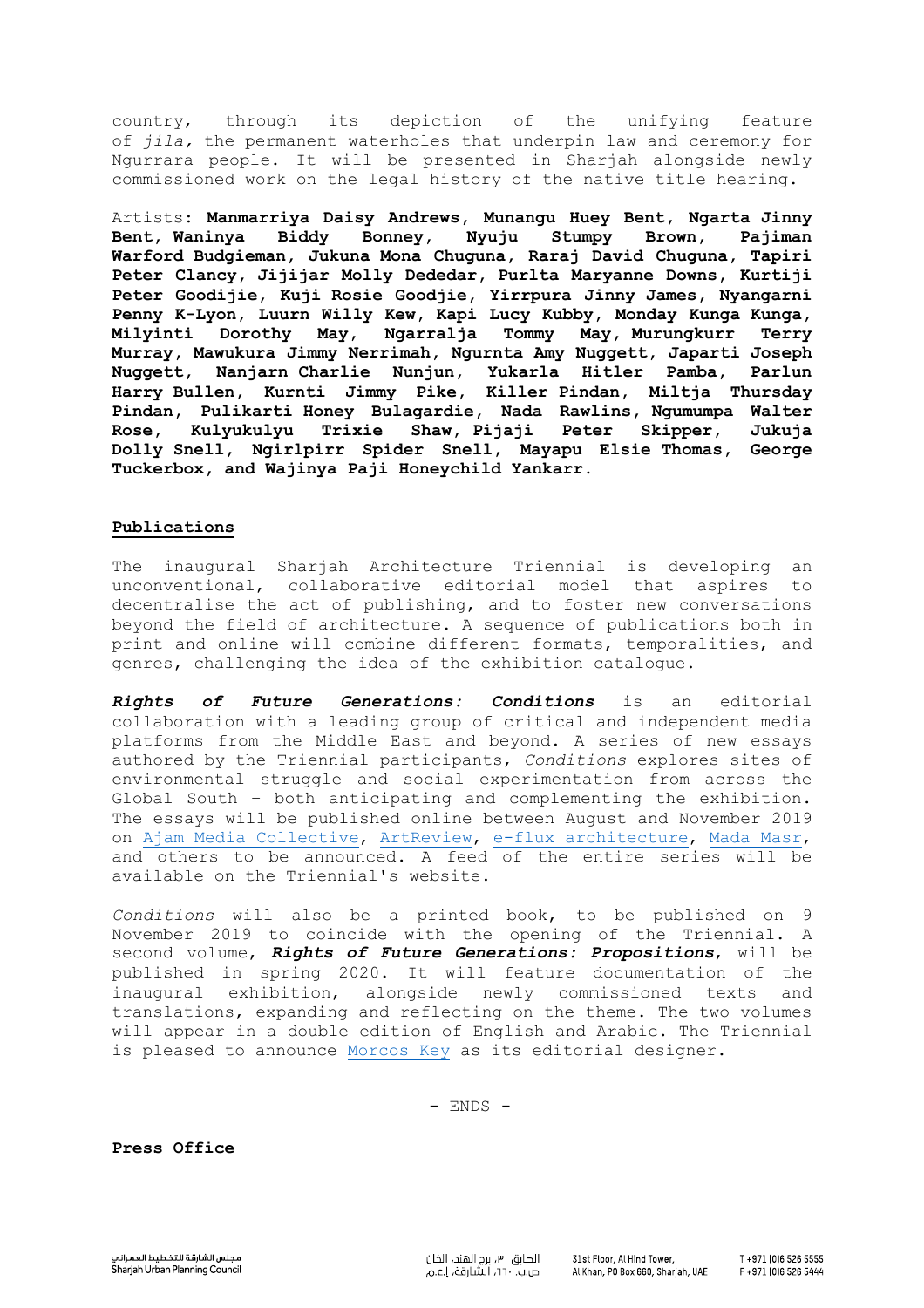country, through its depiction of the unifying feature of *jila,* the permanent waterholes that underpin law and ceremony for Ngurrara people. It will be presented in Sharjah alongside newly commissioned work on the legal history of the native title hearing.

Artists: **Manmarriya Daisy Andrews, Munangu Huey Bent, Ngarta Jinny Bent, Waninya Biddy Bonney, Nyuju Stumpy Brown, Pajiman Warford Budgieman, Jukuna Mona Chuguna, Raraj David Chuguna, Tapiri Peter Clancy, Jijijar Molly Dededar, Purlta Maryanne Downs, Kurtiji Peter Goodijie, Kuji Rosie Goodjie, Yirrpura Jinny James, Nyangarni Penny K-Lyon, Luurn Willy Kew, Kapi Lucy Kubby, Monday Kunga Kunga, Milyinti Dorothy May, Ngarralja Tommy May, Murungkurr Terry Murray, Mawukura Jimmy Nerrimah, Ngurnta Amy Nuggett, Japarti Joseph Nuggett, Nanjarn Charlie Nunjun, Yukarla Hitler Pamba, Parlun Harry Bullen, Kurnti Jimmy Pike, Killer Pindan, Miltja Thursday Pindan, Pulikarti Honey Bulagardie, Nada Rawlins, Ngumumpa Walter Rose, Kulyukulyu Trixie Shaw, Pijaji Peter Skipper, Jukuja Dolly Snell, Ngirlpirr Spider Snell, Mayapu Elsie Thomas, George Tuckerbox, and Wajinya Paji Honeychild Yankarr.**

## Publications

The inaugural Sharjah Architecture Triennial is developing an unconventional, collaborative editorial model that aspires to decentralise the act of publishing, and to foster new conversations beyond the field of architecture. A sequence of publications both in print and online will combine different formats, temporalities, and genres, challenging the idea of the exhibition catalogue.

***Rights of Future Generations: Conditions*** is an editorial collaboration with a leading group of critical and independent media platforms from the Middle East and beyond. A series of new essays authored by the Triennial participants, *Conditions* explores sites of environmental struggle and social experimentation from across the Global South – both anticipating and complementing the exhibition. The essays will be published online between August and November 2019 on Ajam Media Collective, ArtReview, e-flux architecture, Mada Masr, and others to be announced. A feed of the entire series will be available on the Triennial's website.

*Conditions* will also be a printed book, to be published on 9 November 2019 to coincide with the opening of the Triennial. A second volume, ***Rights of Future Generations: Propositions***, will be published in spring 2020. It will feature documentation of the inaugural exhibition, alongside newly commissioned texts and translations, expanding and reflecting on the theme. The two volumes will appear in a double edition of English and Arabic. The Triennial is pleased to announce Morcos Key as its editorial designer.

- ENDS -

**Press Office**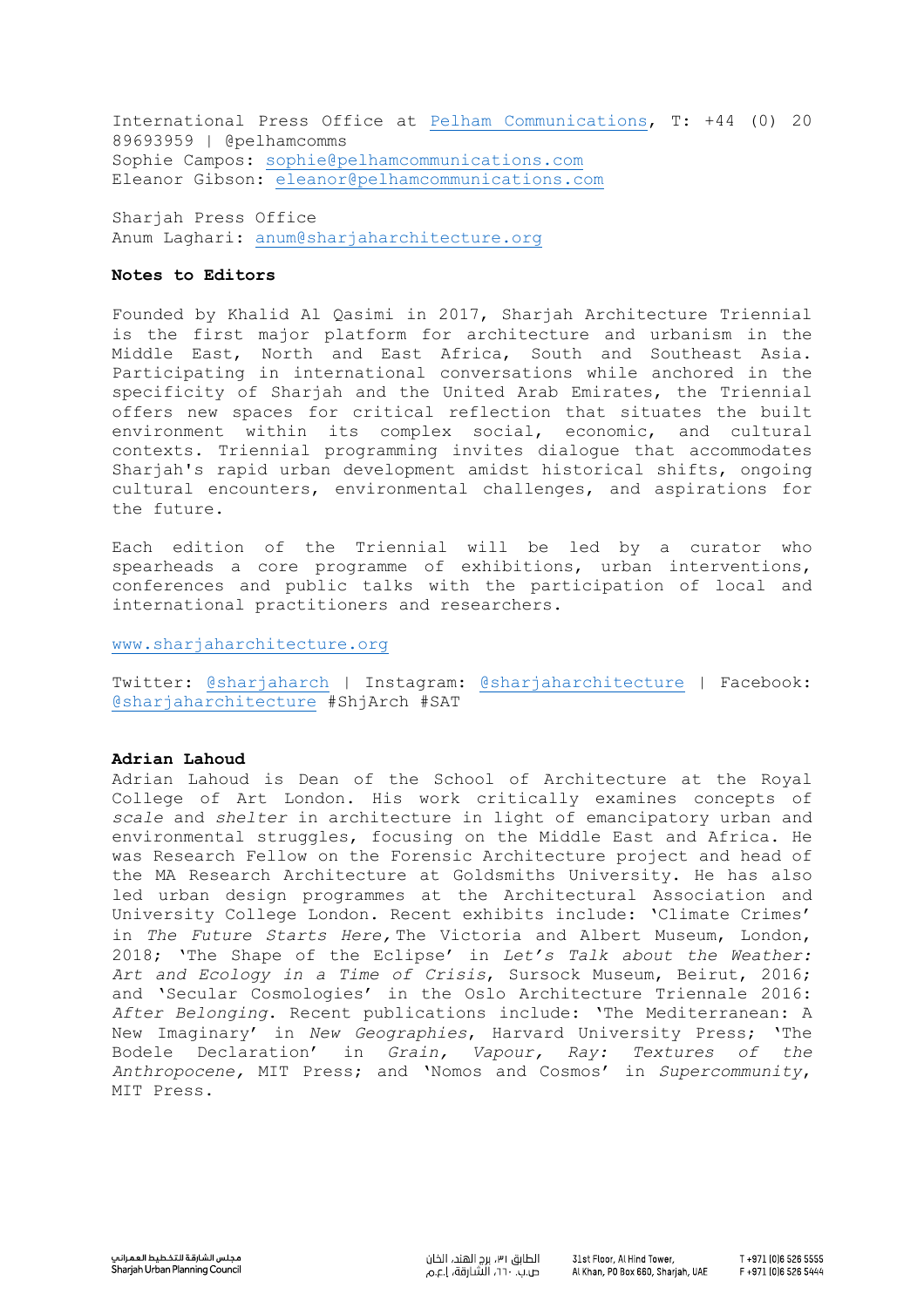International Press Office at Pelham Communications, T: +44 (0) 20 89693959 | @pelhamcomms
Sophie Campos: sophie@pelhamcommunications.com
Eleanor Gibson: eleanor@pelhamcommunications.com

Sharjah Press Office
Anum Laghari: anum@sharjaharchitecture.org

**Notes to Editors**

Founded by Khalid Al Qasimi in 2017, Sharjah Architecture Triennial is the first major platform for architecture and urbanism in the Middle East, North and East Africa, South and Southeast Asia. Participating in international conversations while anchored in the specificity of Sharjah and the United Arab Emirates, the Triennial offers new spaces for critical reflection that situates the built environment within its complex social, economic, and cultural contexts. Triennial programming invites dialogue that accommodates Sharjah's rapid urban development amidst historical shifts, ongoing cultural encounters, environmental challenges, and aspirations for the future.

Each edition of the Triennial will be led by a curator who spearheads a core programme of exhibitions, urban interventions, conferences and public talks with the participation of local and international practitioners and researchers.

www.sharjaharchitecture.org

Twitter: @sharjaharch | Instagram: @sharjaharchitecture | Facebook: @sharjaharchitecture #ShjArch #SAT

**Adrian Lahoud**

Adrian Lahoud is Dean of the School of Architecture at the Royal College of Art London. His work critically examines concepts of *scale* and *shelter* in architecture in light of emancipatory urban and environmental struggles, focusing on the Middle East and Africa. He was Research Fellow on the Forensic Architecture project and head of the MA Research Architecture at Goldsmiths University. He has also led urban design programmes at the Architectural Association and University College London. Recent exhibits include: 'Climate Crimes' in *The Future Starts Here,* The Victoria and Albert Museum, London, 2018; 'The Shape of the Eclipse' in *Let's Talk about the Weather: Art and Ecology in a Time of Crisis*, Sursock Museum, Beirut, 2016; and 'Secular Cosmologies' in the Oslo Architecture Triennale 2016: *After Belonging*. Recent publications include: 'The Mediterranean: A New Imaginary' in *New Geographies*, Harvard University Press; 'The Bodele Declaration' in *Grain, Vapour, Ray: Textures of the Anthropocene,* MIT Press; and 'Nomos and Cosmos' in *Supercommunity*, MIT Press.

مجلس الشارقة للتخطيط العمراني
Sharjah Urban Planning Council

الطابق ٣١، برج الهند، الخان
ص.ب. ٦٦٠، الشارقة، إ.ع.م

31st Floor, Al Hind Tower,
Al Khan, PO Box 660, Sharjah, UAE

T +971 (0)6 526 5555
F +971 (0)6 526 5444